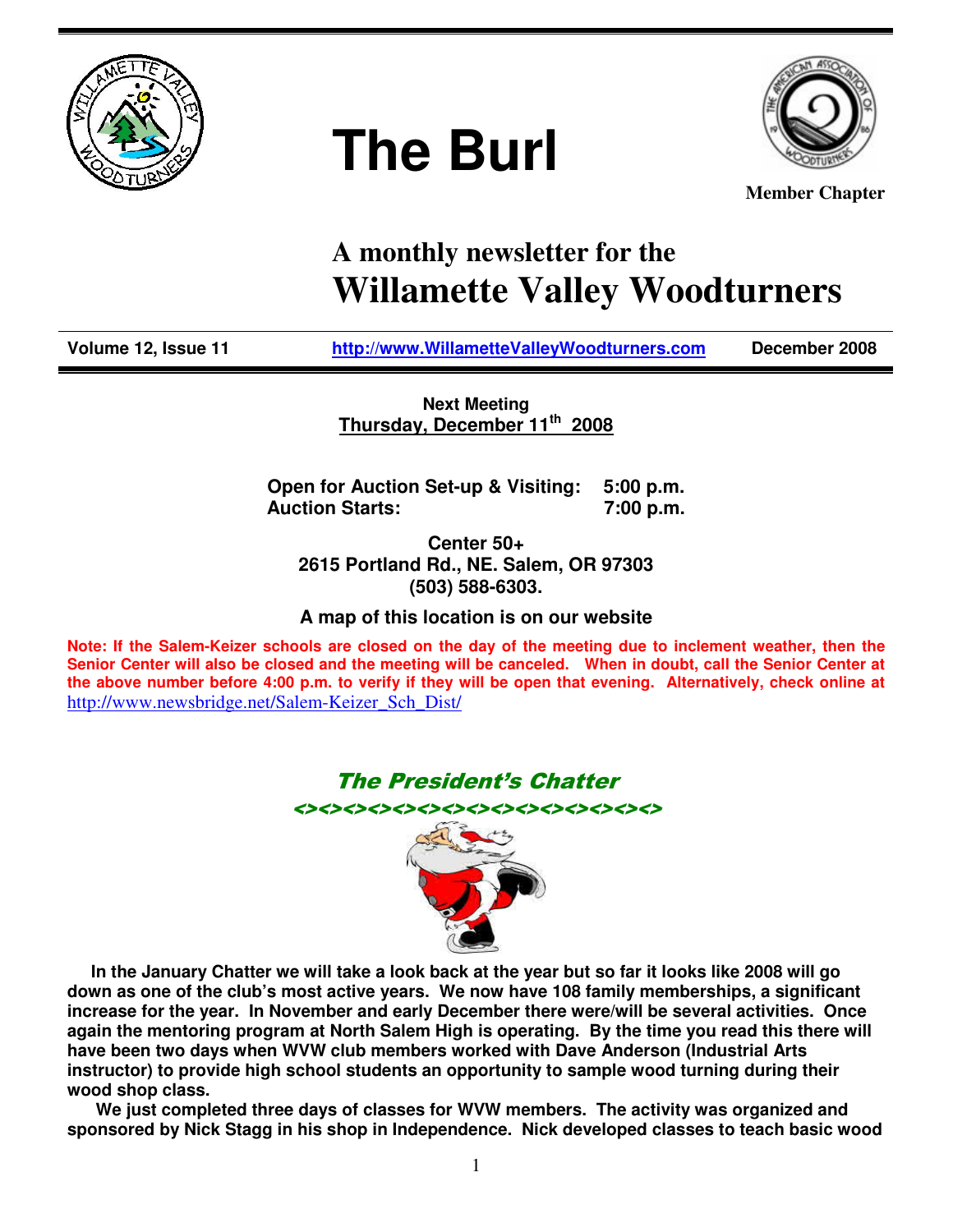# The Burl

Member Chapter

## A monthly newsletter for the Willamette Valley Woodturners

**Volume 12, Issue 11** | **http://www.WillametteValleyWoodturners.com** | **December 2008**

**Next Meeting**
**Thursday, December 11th 2008**

**Open for Auction Set-up & Visiting: 5:00 p.m.**
**Auction Starts: 7:00 p.m.**

**Center 50+**
**2615 Portland Rd., NE. Salem, OR 97303**
**(503) 588-6303.**

**A map of this location is on our website**

**Note: If the Salem-Keizer schools are closed on the day of the meeting due to inclement weather, then the Senior Center will also be closed and the meeting will be canceled. When in doubt, call the Senior Center at the above number before 4:00 p.m. to verify if they will be open that evening. Alternatively, check online at** http://www.newsbridge.net/Salem-Keizer_Sch_Dist/

## *The President's Chatter*

<><><><><><><><><><><><><><><><>

**In the January Chatter we will take a look back at the year but so far it looks like 2008 will go down as one of the club's most active years. We now have 108 family memberships, a significant increase for the year. In November and early December there were/will be several activities. Once again the mentoring program at North Salem High is operating. By the time you read this there will have been two days when WVW club members worked with Dave Anderson (Industrial Arts instructor) to provide high school students an opportunity to sample wood turning during their wood shop class.**

**We just completed three days of classes for WVW members. The activity was organized and sponsored by Nick Stagg in his shop in Independence. Nick developed classes to teach basic wood**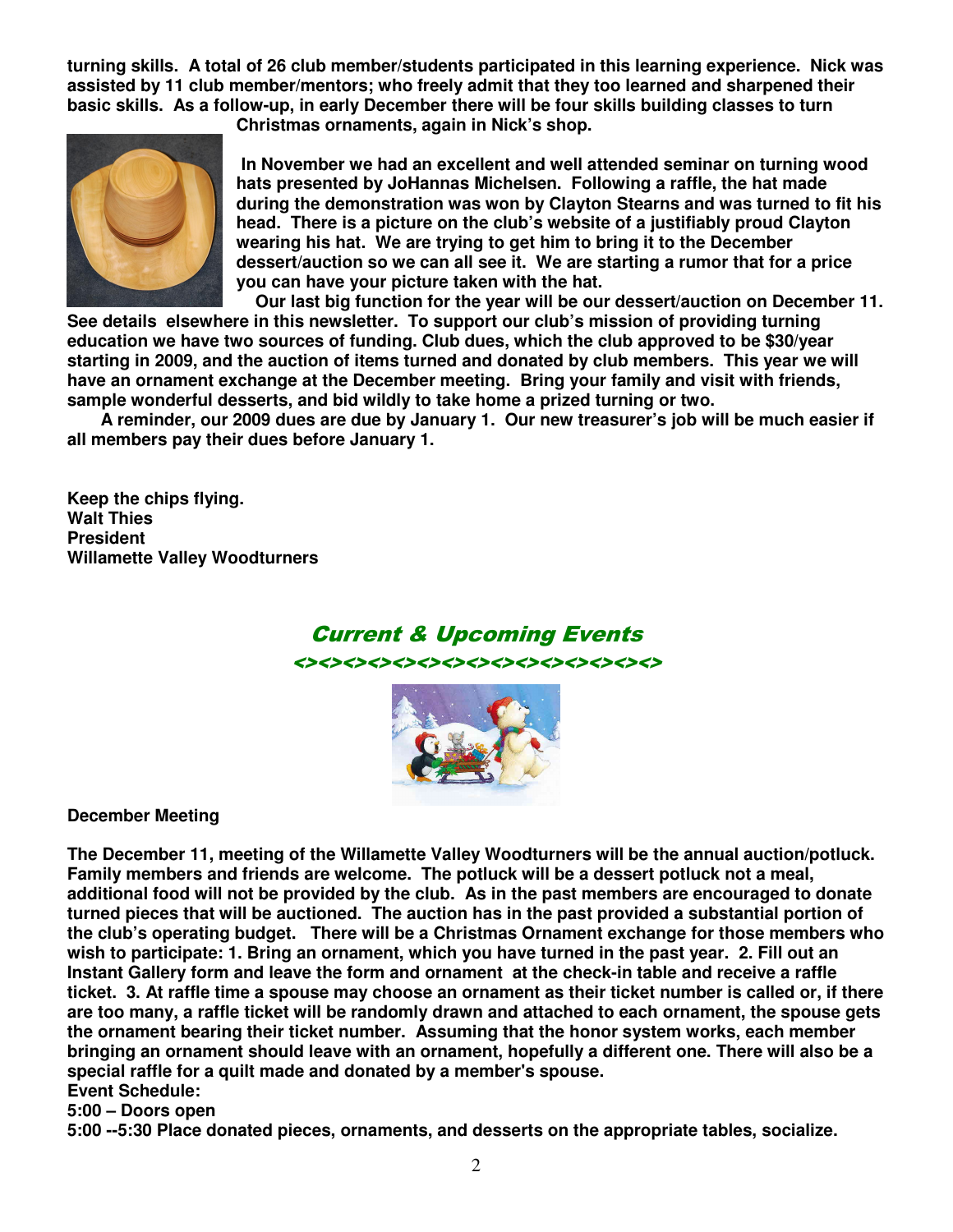**turning skills. A total of 26 club member/students participated in this learning experience. Nick was assisted by 11 club member/mentors; who freely admit that they too learned and sharpened their basic skills. As a follow-up, in early December there will be four skills building classes to turn Christmas ornaments, again in Nick's shop.**

**In November we had an excellent and well attended seminar on turning wood hats presented by JoHannas Michelsen. Following a raffle, the hat made during the demonstration was won by Clayton Stearns and was turned to fit his head. There is a picture on the club's website of a justifiably proud Clayton wearing his hat. We are trying to get him to bring it to the December dessert/auction so we can all see it. We are starting a rumor that for a price you can have your picture taken with the hat.**

**Our last big function for the year will be our dessert/auction on December 11. See details elsewhere in this newsletter. To support our club's mission of providing turning education we have two sources of funding. Club dues, which the club approved to be $30/year starting in 2009, and the auction of items turned and donated by club members. This year we will have an ornament exchange at the December meeting. Bring your family and visit with friends, sample wonderful desserts, and bid wildly to take home a prized turning or two.**

**A reminder, our 2009 dues are due by January 1. Our new treasurer's job will be much easier if all members pay their dues before January 1.**

**Keep the chips flying.**
**Walt Thies**
**President**
**Willamette Valley Woodturners**

## *Current & Upcoming Events*

<><><><><><><><><><><><><><><><>

**December Meeting**

**The December 11, meeting of the Willamette Valley Woodturners will be the annual auction/potluck. Family members and friends are welcome. The potluck will be a dessert potluck not a meal, additional food will not be provided by the club. As in the past members are encouraged to donate turned pieces that will be auctioned. The auction has in the past provided a substantial portion of the club's operating budget. There will be a Christmas Ornament exchange for those members who wish to participate: 1. Bring an ornament, which you have turned in the past year. 2. Fill out an Instant Gallery form and leave the form and ornament at the check-in table and receive a raffle ticket. 3. At raffle time a spouse may choose an ornament as their ticket number is called or, if there are too many, a raffle ticket will be randomly drawn and attached to each ornament, the spouse gets the ornament bearing their ticket number. Assuming that the honor system works, each member bringing an ornament should leave with an ornament, hopefully a different one. There will also be a special raffle for a quilt made and donated by a member's spouse.**

**Event Schedule:**

**5:00 – Doors open**

**5:00 --5:30 Place donated pieces, ornaments, and desserts on the appropriate tables, socialize.**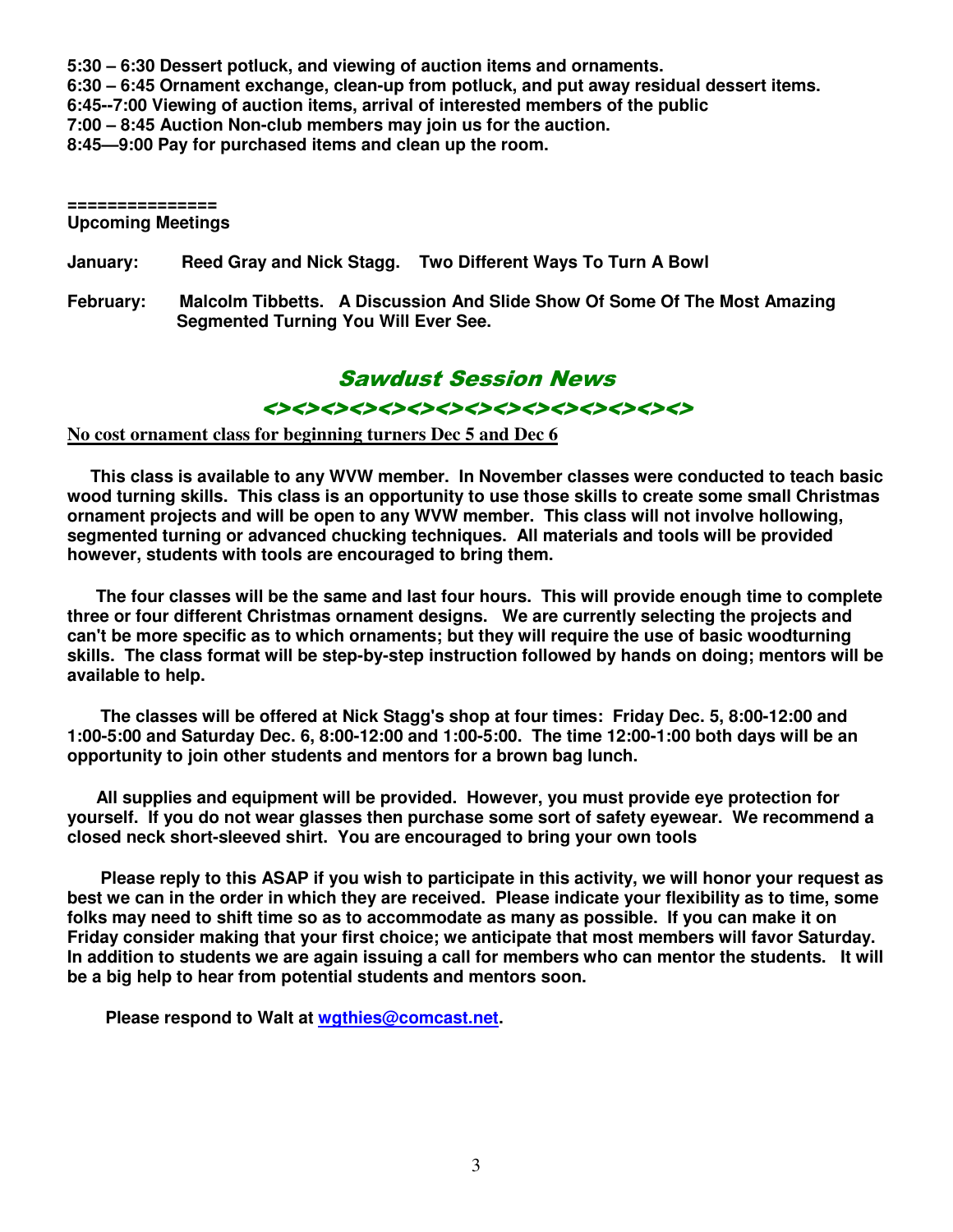**5:30 – 6:30 Dessert potluck, and viewing of auction items and ornaments.**
**6:30 – 6:45 Ornament exchange, clean-up from potluck, and put away residual dessert items.**
**6:45--7:00 Viewing of auction items, arrival of interested members of the public**
**7:00 – 8:45 Auction Non-club members may join us for the auction.**
**8:45—9:00 Pay for purchased items and clean up the room.**

**==============**
**Upcoming Meetings**

**January: Reed Gray and Nick Stagg. Two Different Ways To Turn A Bowl**

**February: Malcolm Tibbetts. A Discussion And Slide Show Of Some Of The Most Amazing Segmented Turning You Will Ever See.**

## *Sawdust Session News*

<><><><><><><><><><><><><><><><><><><><>

**No cost ornament class for beginning turners Dec 5 and Dec 6**

**This class is available to any WVW member. In November classes were conducted to teach basic wood turning skills. This class is an opportunity to use those skills to create some small Christmas ornament projects and will be open to any WVW member. This class will not involve hollowing, segmented turning or advanced chucking techniques. All materials and tools will be provided however, students with tools are encouraged to bring them.**

**The four classes will be the same and last four hours. This will provide enough time to complete three or four different Christmas ornament designs. We are currently selecting the projects and can't be more specific as to which ornaments; but they will require the use of basic woodturning skills. The class format will be step-by-step instruction followed by hands on doing; mentors will be available to help.**

**The classes will be offered at Nick Stagg's shop at four times: Friday Dec. 5, 8:00-12:00 and 1:00-5:00 and Saturday Dec. 6, 8:00-12:00 and 1:00-5:00. The time 12:00-1:00 both days will be an opportunity to join other students and mentors for a brown bag lunch.**

**All supplies and equipment will be provided. However, you must provide eye protection for yourself. If you do not wear glasses then purchase some sort of safety eyewear. We recommend a closed neck short-sleeved shirt. You are encouraged to bring your own tools**

**Please reply to this ASAP if you wish to participate in this activity, we will honor your request as best we can in the order in which they are received. Please indicate your flexibility as to time, some folks may need to shift time so as to accommodate as many as possible. If you can make it on Friday consider making that your first choice; we anticipate that most members will favor Saturday. In addition to students we are again issuing a call for members who can mentor the students. It will be a big help to hear from potential students and mentors soon.**

**Please respond to Walt at wgthies@comcast.net.**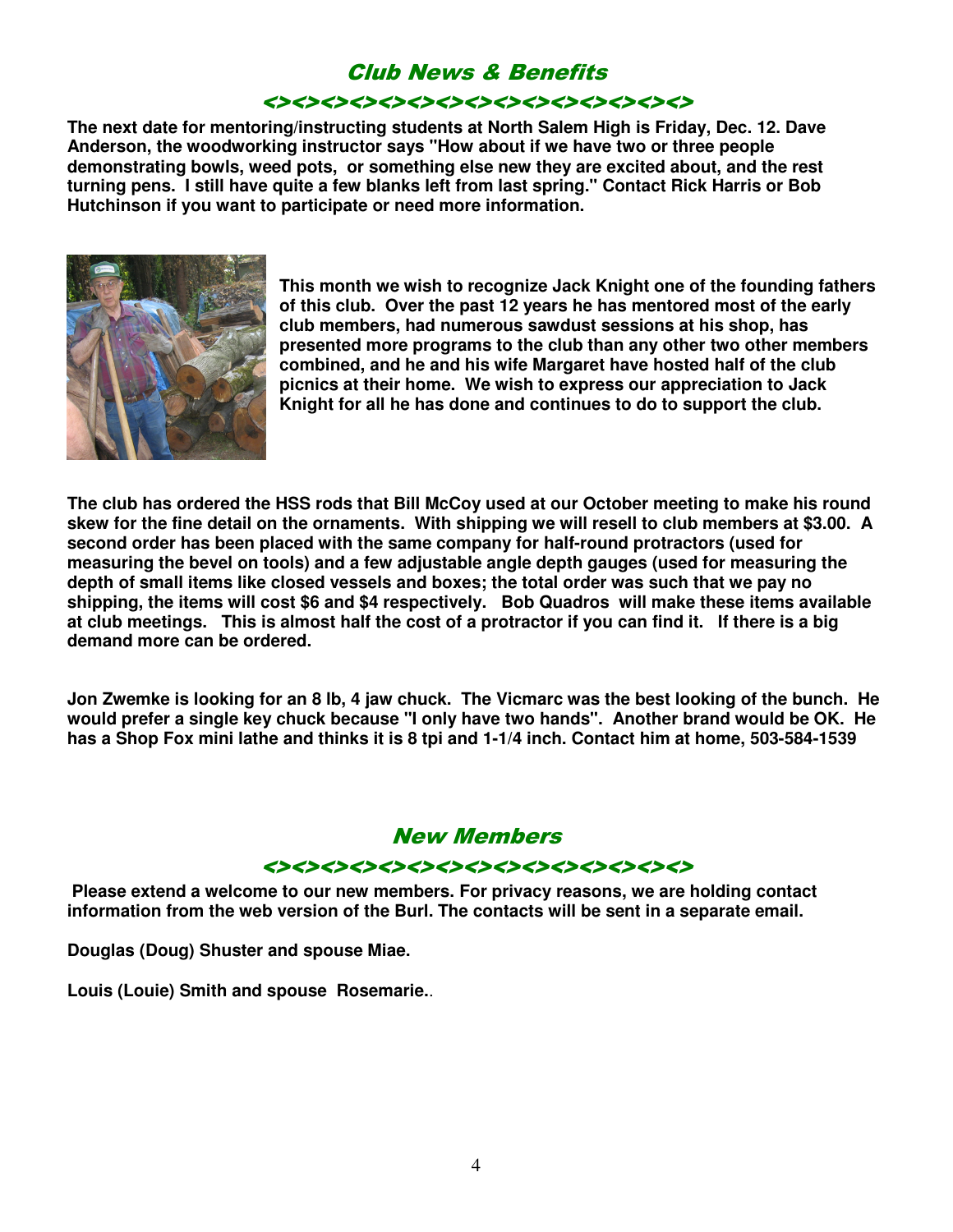## Club News & Benefits

<><><><><><><><><><><><><><><><><><><><><><>

**The next date for mentoring/instructing students at North Salem High is Friday, Dec. 12. Dave Anderson, the woodworking instructor says "How about if we have two or three people demonstrating bowls, weed pots, or something else new they are excited about, and the rest turning pens. I still have quite a few blanks left from last spring." Contact Rick Harris or Bob Hutchinson if you want to participate or need more information.**

**This month we wish to recognize Jack Knight one of the founding fathers of this club. Over the past 12 years he has mentored most of the early club members, had numerous sawdust sessions at his shop, has presented more programs to the club than any other two other members combined, and he and his wife Margaret have hosted half of the club picnics at their home. We wish to express our appreciation to Jack Knight for all he has done and continues to do to support the club.**

**The club has ordered the HSS rods that Bill McCoy used at our October meeting to make his round skew for the fine detail on the ornaments. With shipping we will resell to club members at $3.00. A second order has been placed with the same company for half-round protractors (used for measuring the bevel on tools) and a few adjustable angle depth gauges (used for measuring the depth of small items like closed vessels and boxes; the total order was such that we pay no shipping, the items will cost $6 and $4 respectively. Bob Quadros will make these items available at club meetings. This is almost half the cost of a protractor if you can find it. If there is a big demand more can be ordered.**

**Jon Zwemke is looking for an 8 lb, 4 jaw chuck. The Vicmarc was the best looking of the bunch. He would prefer a single key chuck because "I only have two hands". Another brand would be OK. He has a Shop Fox mini lathe and thinks it is 8 tpi and 1-1/4 inch. Contact him at home, 503-584-1539**

## New Members

<><><><><><><><><><><><><><><><><><><><><><>

**Please extend a welcome to our new members. For privacy reasons, we are holding contact information from the web version of the Burl. The contacts will be sent in a separate email.**

**Douglas (Doug) Shuster and spouse Miae.**

**Louis (Louie) Smith and spouse Rosemarie.**.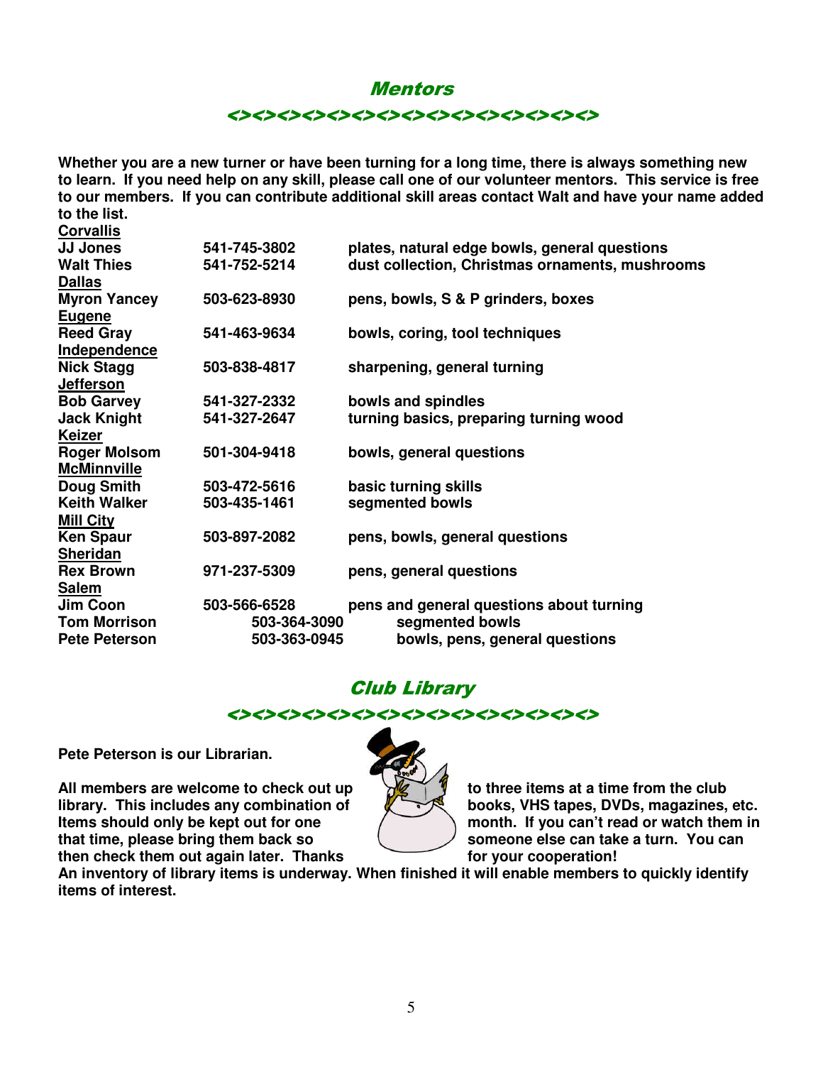## Mentors

<><><><><><><><><><><><><><><><><><><><><>

**Whether you are a new turner or have been turning for a long time, there is always something new to learn. If you need help on any skill, please call one of our volunteer mentors. This service is free to our members. If you can contribute additional skill areas contact Walt and have your name added to the list.**

| Name | Phone | Skills |
|---|---|---|
| **Corvallis** | | |
| JJ Jones | 541-745-3802 | plates, natural edge bowls, general questions |
| Walt Thies | 541-752-5214 | dust collection, Christmas ornaments, mushrooms |
| **Dallas** | | |
| Myron Yancey | 503-623-8930 | pens, bowls, S & P grinders, boxes |
| **Eugene** | | |
| Reed Gray | 541-463-9634 | bowls, coring, tool techniques |
| **Independence** | | |
| Nick Stagg | 503-838-4817 | sharpening, general turning |
| **Jefferson** | | |
| Bob Garvey | 541-327-2332 | bowls and spindles |
| Jack Knight | 541-327-2647 | turning basics, preparing turning wood |
| **Keizer** | | |
| Roger Molsom | 501-304-9418 | bowls, general questions |
| **McMinnville** | | |
| Doug Smith | 503-472-5616 | basic turning skills |
| Keith Walker | 503-435-1461 | segmented bowls |
| **Mill City** | | |
| Ken Spaur | 503-897-2082 | pens, bowls, general questions |
| **Sheridan** | | |
| Rex Brown | 971-237-5309 | pens, general questions |
| **Salem** | | |
| Jim Coon | 503-566-6528 | pens and general questions about turning |
| Tom Morrison | 503-364-3090 | segmented bowls |
| Pete Peterson | 503-363-0945 | bowls, pens, general questions |

## Club Library

<><><><><><><><><><><><><><><><><><><><><>

**Pete Peterson is our Librarian.**

**All members are welcome to check out up to three items at a time from the club library. This includes any combination of books, VHS tapes, DVDs, magazines, etc. Items should only be kept out for one month. If you can't read or watch them in that time, please bring them back so someone else can take a turn. You can then check them out again later. Thanks for your cooperation!**

**An inventory of library items is underway. When finished it will enable members to quickly identify items of interest.**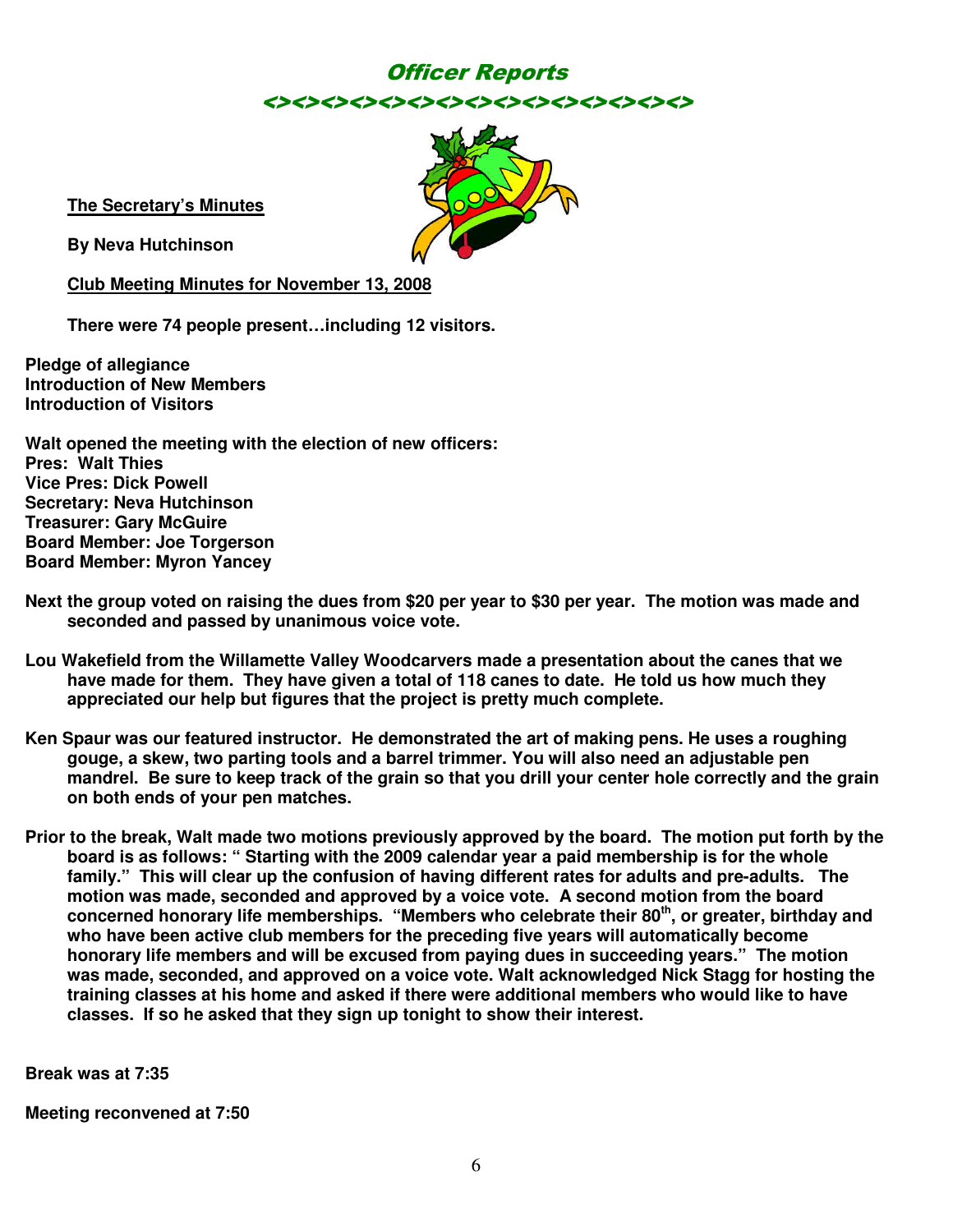# Officer Reports

<><><><><><><><><><><><><><><><><><><><><><>

**The Secretary's Minutes**

**By Neva Hutchinson**

**Club Meeting Minutes for November 13, 2008**

**There were 74 people present…including 12 visitors.**

**Pledge of allegiance**
**Introduction of New Members**
**Introduction of Visitors**

**Walt opened the meeting with the election of new officers:**
**Pres: Walt Thies**
**Vice Pres: Dick Powell**
**Secretary: Neva Hutchinson**
**Treasurer: Gary McGuire**
**Board Member: Joe Torgerson**
**Board Member: Myron Yancey**

**Next the group voted on raising the dues from $20 per year to $30 per year. The motion was made and seconded and passed by unanimous voice vote.**

**Lou Wakefield from the Willamette Valley Woodcarvers made a presentation about the canes that we have made for them. They have given a total of 118 canes to date. He told us how much they appreciated our help but figures that the project is pretty much complete.**

**Ken Spaur was our featured instructor. He demonstrated the art of making pens. He uses a roughing gouge, a skew, two parting tools and a barrel trimmer. You will also need an adjustable pen mandrel. Be sure to keep track of the grain so that you drill your center hole correctly and the grain on both ends of your pen matches.**

**Prior to the break, Walt made two motions previously approved by the board. The motion put forth by the board is as follows: " Starting with the 2009 calendar year a paid membership is for the whole family." This will clear up the confusion of having different rates for adults and pre-adults. The motion was made, seconded and approved by a voice vote. A second motion from the board concerned honorary life memberships. "Members who celebrate their 80th, or greater, birthday and who have been active club members for the preceding five years will automatically become honorary life members and will be excused from paying dues in succeeding years." The motion was made, seconded, and approved on a voice vote. Walt acknowledged Nick Stagg for hosting the training classes at his home and asked if there were additional members who would like to have classes. If so he asked that they sign up tonight to show their interest.**

**Break was at 7:35**

**Meeting reconvened at 7:50**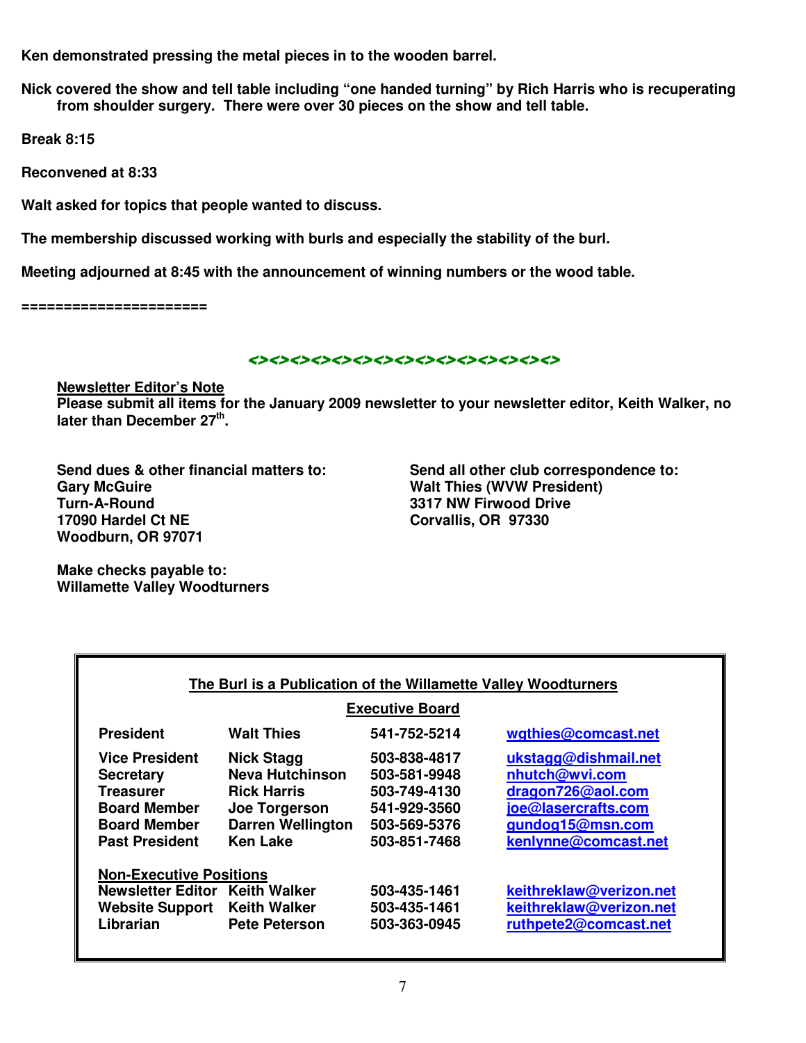**Ken demonstrated pressing the metal pieces in to the wooden barrel.**

**Nick covered the show and tell table including "one handed turning" by Rich Harris who is recuperating from shoulder surgery. There were over 30 pieces on the show and tell table.**

**Break 8:15**

**Reconvened at 8:33**

**Walt asked for topics that people wanted to discuss.**

**The membership discussed working with burls and especially the stability of the burl.**

**Meeting adjourned at 8:45 with the announcement of winning numbers or the wood table.**

**=====================**

<><><><><><><><><><><><><><><><><><><><><><>

**Newsletter Editor's Note**
**Please submit all items for the January 2009 newsletter to your newsletter editor, Keith Walker, no later than December 27th.**

**Send dues & other financial matters to:**
**Gary McGuire**
**Turn-A-Round**
**17090 Hardel Ct NE**
**Woodburn, OR 97071**

**Make checks payable to:**
**Willamette Valley Woodturners**

**Send all other club correspondence to:**
**Walt Thies (WVW President)**
**3317 NW Firwood Drive**
**Corvallis, OR 97330**

**The Burl is a Publication of the Willamette Valley Woodturners**

**Executive Board**

| | | | |
|---|---|---|---|
| President | Walt Thies | 541-752-5214 | wgthies@comcast.net |
| Vice President | Nick Stagg | 503-838-4817 | ukstagg@dishmail.net |
| Secretary | Neva Hutchinson | 503-581-9948 | nhutch@wvi.com |
| Treasurer | Rick Harris | 503-749-4130 | dragon726@aol.com |
| Board Member | Joe Torgerson | 541-929-3560 | joe@lasercrafts.com |
| Board Member | Darren Wellington | 503-569-5376 | gundog15@msn.com |
| Past President | Ken Lake | 503-851-7468 | kenlynne@comcast.net |
| **Non-Executive Positions** | | | |
| Newsletter Editor | Keith Walker | 503-435-1461 | keithreklaw@verizon.net |
| Website Support | Keith Walker | 503-435-1461 | keithreklaw@verizon.net |
| Librarian | Pete Peterson | 503-363-0945 | ruthpete2@comcast.net |